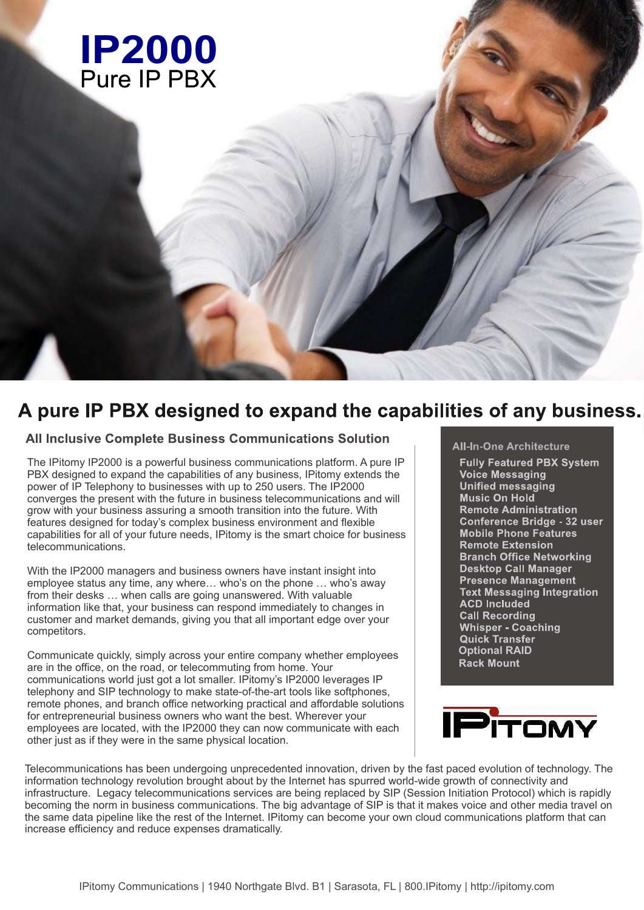# IP2000

## Pure IP PBX

## A pure IP PBX designed to expand the capabilities of any business.

### All Inclusive Complete Business Communications Solution

The IPitomy IP2000 is a powerful business communications platform. A pure IP PBX designed to expand the capabilities of any business, IPitomy extends the power of IP Telephony to businesses with up to 250 users. The IP2000 converges the present with the future in business telecommunications and will grow with your business assuring a smooth transition into the future. With features designed for today's complex business environment and flexible capabilities for all of your future needs, IPitomy is the smart choice for business telecommunications.

With the IP2000 managers and business owners have instant insight into employee status any time, any where… who's on the phone … who's away from their desks … when calls are going unanswered. With valuable information like that, your business can respond immediately to changes in customer and market demands, giving you that all important edge over your competitors.

Communicate quickly, simply across your entire company whether employees are in the office, on the road, or telecommuting from home. Your communications world just got a lot smaller. IPitomy's IP2000 leverages IP telephony and SIP technology to make state-of-the-art tools like softphones, remote phones, and branch office networking practical and affordable solutions for entrepreneurial business owners who want the best. Wherever your employees are located, with the IP2000 they can now communicate with each other just as if they were in the same physical location.

### All-In-One Architecture

- Fully Featured PBX System
- Voice Messaging
- Unified messaging
- Music On Hold
- Remote Administration
- Conference Bridge - 32 user
- Mobile Phone Features
- Remote Extension
- Branch Office Networking
- Desktop Call Manager
- Presence Management
- Text Messaging Integration
- ACD Included
- Call Recording
- Whisper - Coaching
- Quick Transfer
- Optional RAID
- Rack Mount

IPITOMY

Telecommunications has been undergoing unprecedented innovation, driven by the fast paced evolution of technology. The information technology revolution brought about by the Internet has spurred world-wide growth of connectivity and infrastructure. Legacy telecommunications services are being replaced by SIP (Session Initiation Protocol) which is rapidly becoming the norm in business communications. The big advantage of SIP is that it makes voice and other media travel on the same data pipeline like the rest of the Internet. IPitomy can become your own cloud communications platform that can increase efficiency and reduce expenses dramatically.

IPitomy Communications | 1940 Northgate Blvd. B1 | Sarasota, FL | 800.IPitomy | http://ipitomy.com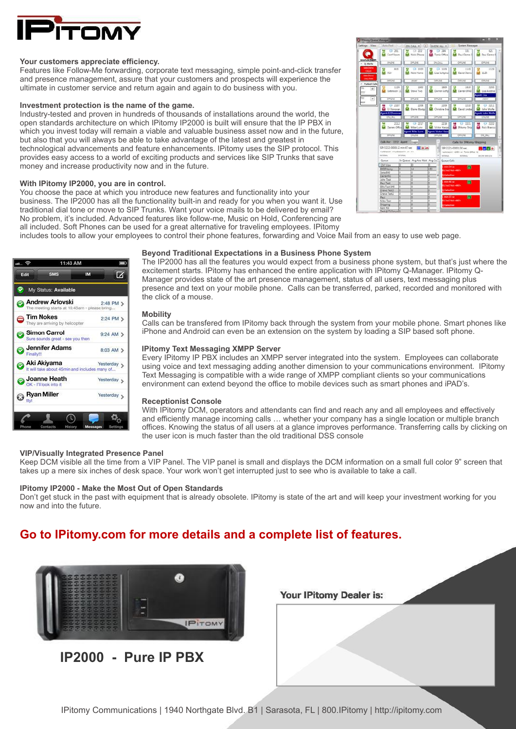# IPITOMY

**Your customers appreciate efficiency.**
Features like Follow-Me forwarding, corporate text messaging, simple point-and-click transfer and presence management, assure that your customers and prospects will experience the ultimate in customer service and return again and again to do business with you.

**Investment protection is the name of the game.**
Industry-tested and proven in hundreds of thousands of installations around the world, the open standards architecture on which IPitomy IP2000 is built will ensure that the IP PBX in which you invest today will remain a viable and valuable business asset now and in the future, but also that you will always be able to take advantage of the latest and greatest in technological advancements and feature enhancements. IPitomy uses the SIP protocol. This provides easy access to a world of exciting products and services like SIP Trunks that save money and increase productivity now and in the future.

**With IPitomy IP2000, you are in control.**
You choose the pace at which you introduce new features and functionality into your business. The IP2000 has all the functionality built-in and ready for you when you want it. Use traditional dial tone or move to SIP Trunks. Want your voice mails to be delivered by email? No problem, it's included. Advanced features like follow-me, Music on Hold, Conferencing are all included. Soft Phones can be used for a great alternative for traveling employees. IPitomy includes tools to allow your employees to control their phone features, forwarding and Voice Mail from an easy to use web page.

**Beyond Traditional Expectations in a Business Phone System**
The IP2000 has all the features you would expect from a business phone system, but that's just where the excitement starts. IPitomy has enhanced the entire application with IPitomy Q-Manager. IPitomy Q-Manager provides state of the art presence management, status of all users, text messaging plus presence and text on your mobile phone. Calls can be transferred, parked, recorded and monitored with the click of a mouse.

**Mobility**
Calls can be transfered from IPitomy back through the system from your mobile phone. Smart phones like iPhone and Android can even be an extension on the system by loading a SIP based soft phone.

**IPitomy Text Messaging XMPP Server**
Every IPitomy IP PBX includes an XMPP server integrated into the system. Employees can collaborate using voice and text messaging adding another dimension to your communications environment. IPitomy Text Messaging is compatible with a wide range of XMPP compliant clients so your communications environment can extend beyond the office to mobile devices such as smart phones and iPAD's.

**Receptionist Console**
With IPitomy DCM, operators and attendants can find and reach any and all employees and effectively and efficiently manage incoming calls … whether your company has a single location or multiple branch offices. Knowing the status of all users at a glance improves performance. Transferring calls by clicking on the user icon is much faster than the old traditional DSS console

**VIP/Visually Integrated Presence Panel**
Keep DCM visible all the time from a VIP Panel. The VIP panel is small and displays the DCM information on a small full color 9" screen that takes up a mere six inches of desk space. Your work won't get interrupted just to see who is available to take a call.

**IPitomy IP2000 - Make the Most Out of Open Standards**
Don't get stuck in the past with equipment that is already obsolete. IPitomy is state of the art and will keep your investment working for you now and into the future.

## Go to IPitomy.com for more details and a complete list of features.

## IP2000 - Pure IP PBX

**Your IPitomy Dealer is:**

IPitomy Communications | 1940 Northgate Blvd. B1 | Sarasota, FL | 800.IPitomy | http://ipitomy.com